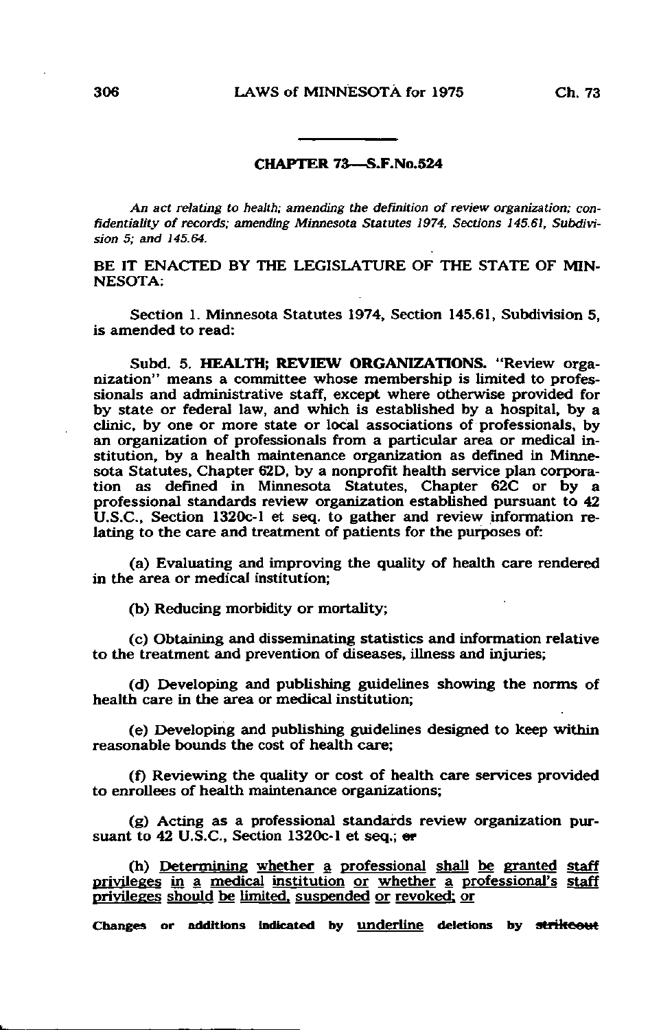## CHAPTER 73—S.F.No.524

*An act relating to health; amending the definition of review organization; confidentiality of records; amending Minnesota Statutes 1974, Sections 145.61, Subdivision 5; and 145.64.*

BE IT ENACTED BY THE LEGISLATURE OF THE STATE OF MINNESOTA:

Section 1. Minnesota Statutes 1974, Section 145.61, Subdivision 5, is amended to read:

Subd. 5. **HEALTH; REVIEW ORGANIZATIONS.** "Review organization" means a committee whose membership is limited to professionals and administrative staff, except where otherwise provided for by state or federal law, and which is established by a hospital, by a clinic, by one or more state or local associations of professionals, by an organization of professionals from a particular area or medical institution, by a health maintenance organization as defined in Minnesota Statutes, Chapter 62D, by a nonprofit health service plan corporation as defined in Minnesota Statutes, Chapter 62C or by a professional standards review organization established pursuant to 42 U.S.C., Section 1320c-1 et seq. to gather and review information relating to the care and treatment of patients for the purposes of:

(a) Evaluating and improving the quality of health care rendered in the area or medical institution;

(b) Reducing morbidity or mortality;

(c) Obtaining and disseminating statistics and information relative to the treatment and prevention of diseases, illness and injuries;

(d) Developing and publishing guidelines showing the norms of health care in the area or medical institution;

(e) Developing and publishing guidelines designed to keep within reasonable bounds the cost of health care;

(f) Reviewing the quality or cost of health care services provided to enrollees of health maintenance organizations;

(g) Acting as a professional standards review organization pursuant to 42 U.S.C., Section 1320c-1 et seq.; ~~or~~

(h) <u>Determining whether a professional shall be granted staff privileges in a medical institution or whether a professional's staff privileges should be limited, suspended or revoked; or</u>

Changes or additions indicated by <u>underline</u> deletions by ~~strikeout~~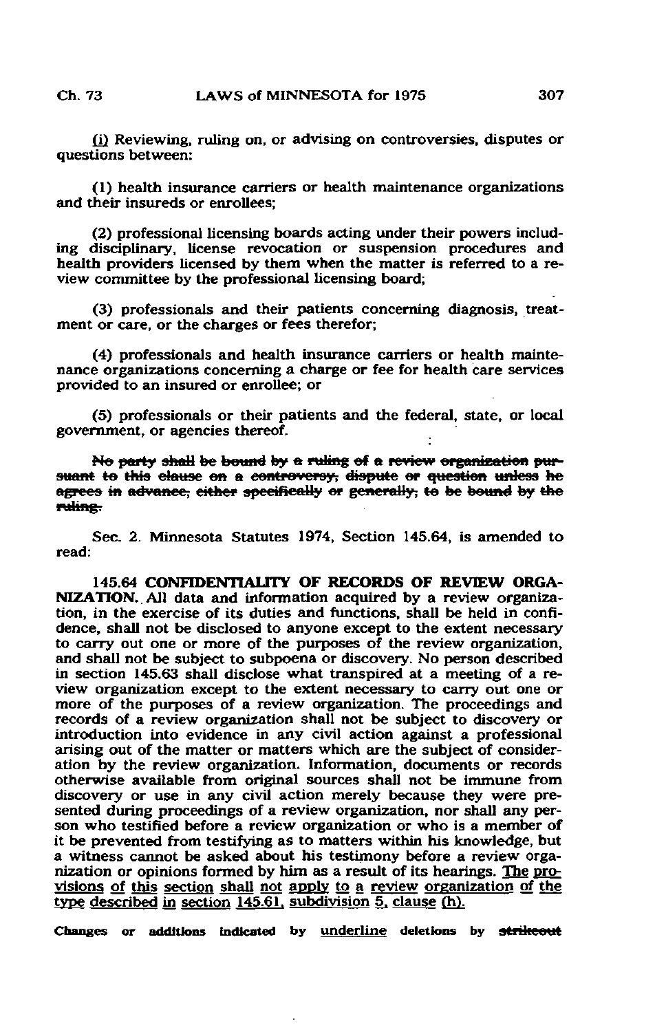(i) Reviewing, ruling on, or advising on controversies, disputes or questions between:

(1) health insurance carriers or health maintenance organizations and their insureds or enrollees;

(2) professional licensing boards acting under their powers including disciplinary, license revocation or suspension procedures and health providers licensed by them when the matter is referred to a review committee by the professional licensing board;

(3) professionals and their patients concerning diagnosis, treatment or care, or the charges or fees therefor;

(4) professionals and health insurance carriers or health maintenance organizations concerning a charge or fee for health care services provided to an insured or enrollee; or

(5) professionals or their patients and the federal, state, or local government, or agencies thereof.

~~No party shall be bound by a ruling of a review organization pursuant to this clause on a controversy, dispute or question unless he agrees in advance, either specifically or generally, to be bound by the ruling.~~

Sec. 2. Minnesota Statutes 1974, Section 145.64, is amended to read:

145.64 **CONFIDENTIALITY OF RECORDS OF REVIEW ORGANIZATION.** All data and information acquired by a review organization, in the exercise of its duties and functions, shall be held in confidence, shall not be disclosed to anyone except to the extent necessary to carry out one or more of the purposes of the review organization, and shall not be subject to subpoena or discovery. No person described in section 145.63 shall disclose what transpired at a meeting of a review organization except to the extent necessary to carry out one or more of the purposes of a review organization. The proceedings and records of a review organization shall not be subject to discovery or introduction into evidence in any civil action against a professional arising out of the matter or matters which are the subject of consideration by the review organization. Information, documents or records otherwise available from original sources shall not be immune from discovery or use in any civil action merely because they were presented during proceedings of a review organization, nor shall any person who testified before a review organization or who is a member of it be prevented from testifying as to matters within his knowledge, but a witness cannot be asked about his testimony before a review organization or opinions formed by him as a result of its hearings. <u>The provisions of this section shall not apply to a review organization of the type described in section 145.61, subdivision 5, clause (h).</u>

Changes or additions indicated by <u>underline</u> deletions by ~~strikeout~~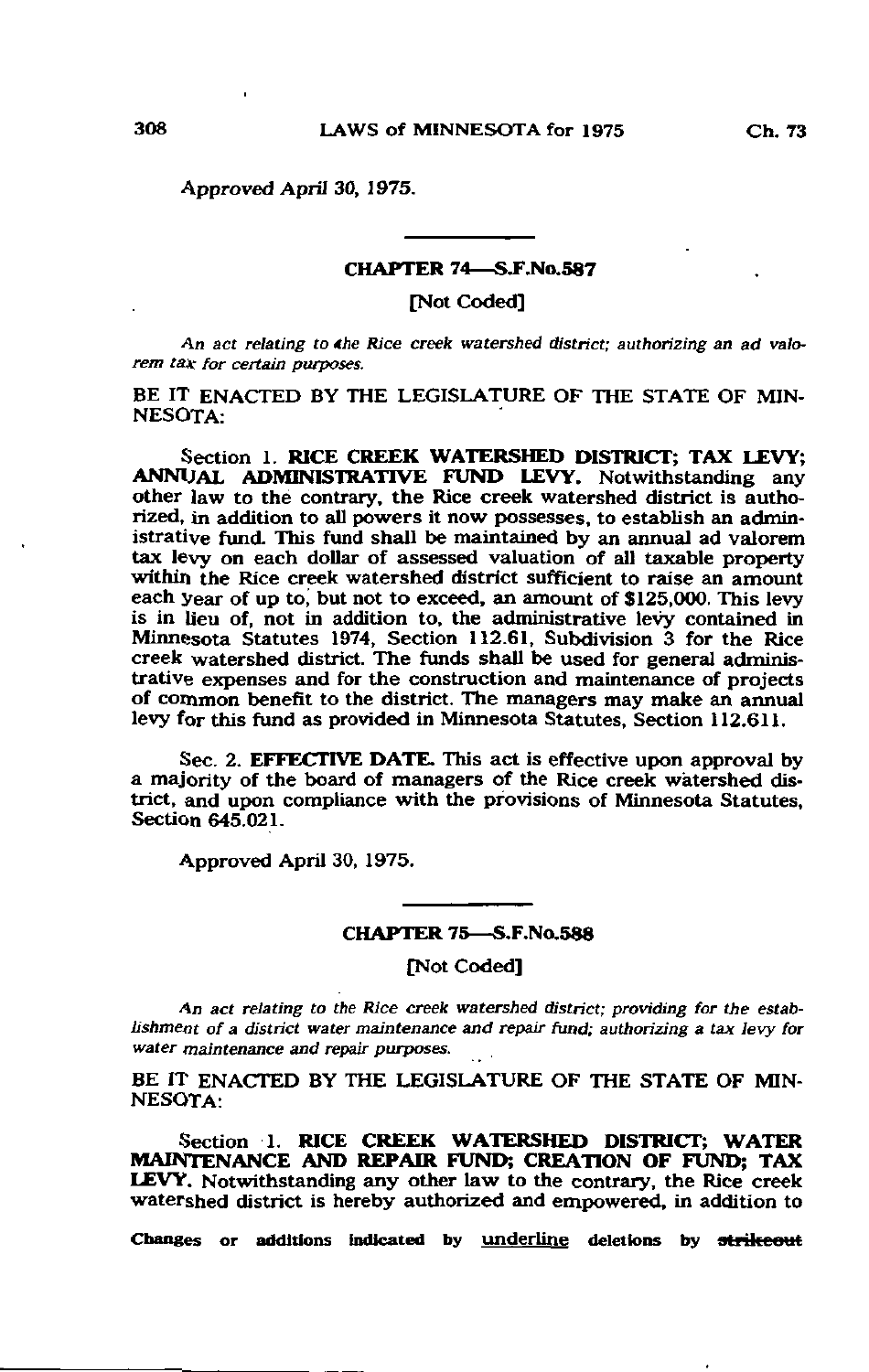Approved April 30, 1975.

## CHAPTER 74—S.F.No.587

[Not Coded]

*An act relating to the Rice creek watershed district; authorizing an ad valorem tax for certain purposes.*

BE IT ENACTED BY THE LEGISLATURE OF THE STATE OF MINNESOTA:

Section 1. **RICE CREEK WATERSHED DISTRICT; TAX LEVY; ANNUAL ADMINISTRATIVE FUND LEVY.** Notwithstanding any other law to the contrary, the Rice creek watershed district is authorized, in addition to all powers it now possesses, to establish an administrative fund. This fund shall be maintained by an annual ad valorem tax levy on each dollar of assessed valuation of all taxable property within the Rice creek watershed district sufficient to raise an amount each year of up to, but not to exceed, an amount of $125,000. This levy is in lieu of, not in addition to, the administrative levy contained in Minnesota Statutes 1974, Section 112.61, Subdivision 3 for the Rice creek watershed district. The funds shall be used for general administrative expenses and for the construction and maintenance of projects of common benefit to the district. The managers may make an annual levy for this fund as provided in Minnesota Statutes, Section 112.611.

Sec. 2. **EFFECTIVE DATE.** This act is effective upon approval by a majority of the board of managers of the Rice creek watershed district, and upon compliance with the provisions of Minnesota Statutes, Section 645.021.

Approved April 30, 1975.

## CHAPTER 75—S.F.No.588

[Not Coded]

*An act relating to the Rice creek watershed district; providing for the establishment of a district water maintenance and repair fund; authorizing a tax levy for water maintenance and repair purposes.*

BE IT ENACTED BY THE LEGISLATURE OF THE STATE OF MINNESOTA:

Section 1. **RICE CREEK WATERSHED DISTRICT; WATER MAINTENANCE AND REPAIR FUND; CREATION OF FUND; TAX LEVY.** Notwithstanding any other law to the contrary, the Rice creek watershed district is hereby authorized and empowered, in addition to

Changes or additions indicated by underline deletions by ~~strikeout~~